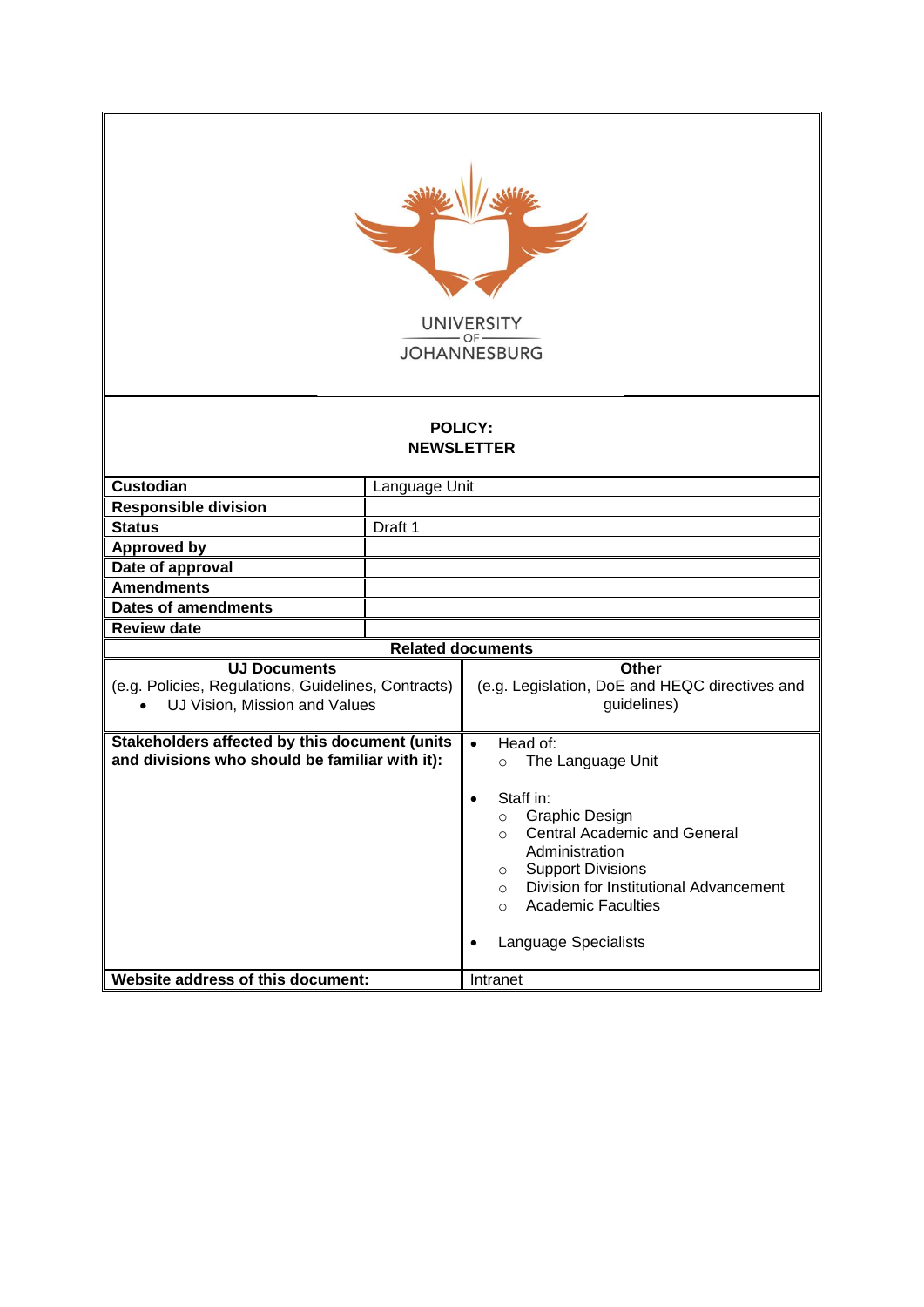UNIVERSITY OF JOHANNESBURG

**POLICY:**
**NEWSLETTER**

| | |
|---|---|
| **Custodian** | Language Unit |
| **Responsible division** | |
| **Status** | Draft 1 |
| **Approved by** | |
| **Date of approval** | |
| **Amendments** | |
| **Dates of amendments** | |
| **Review date** | |

| **Related documents** | |
|---|---|
| **UJ Documents**<br>(e.g. Policies, Regulations, Guidelines, Contracts)<br>• UJ Vision, Mission and Values | **Other**<br>(e.g. Legislation, DoE and HEQC directives and guidelines) |
| **Stakeholders affected by this document (units and divisions who should be familiar with it):** | • Head of:<br>○ The Language Unit<br>• Staff in:<br>○ Graphic Design<br>○ Central Academic and General Administration<br>○ Support Divisions<br>○ Division for Institutional Advancement<br>○ Academic Faculties<br>• Language Specialists |
| **Website address of this document:** | Intranet |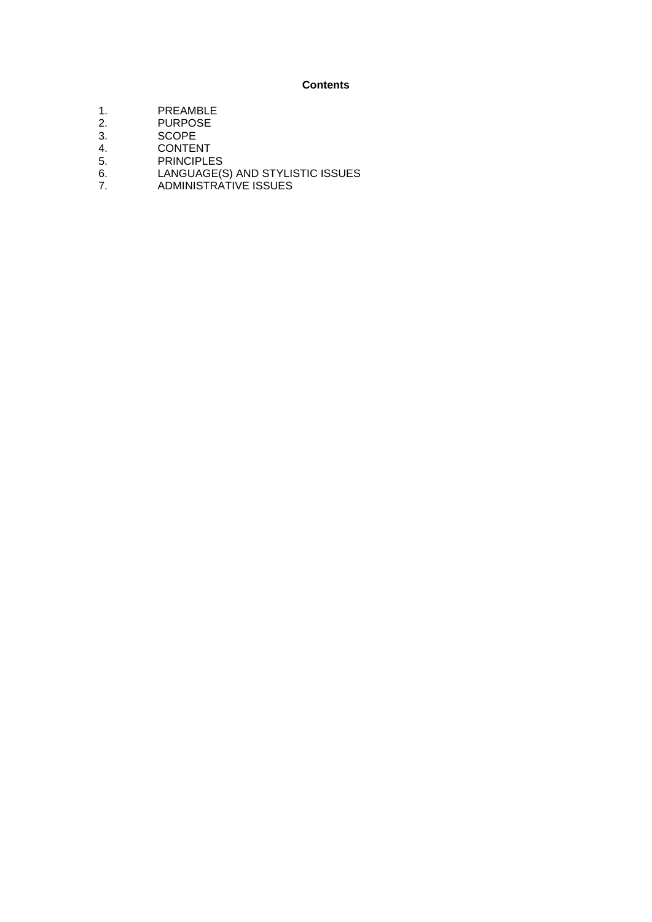**Contents**

1. PREAMBLE
2. PURPOSE
3. SCOPE
4. CONTENT
5. PRINCIPLES
6. LANGUAGE(S) AND STYLISTIC ISSUES
7. ADMINISTRATIVE ISSUES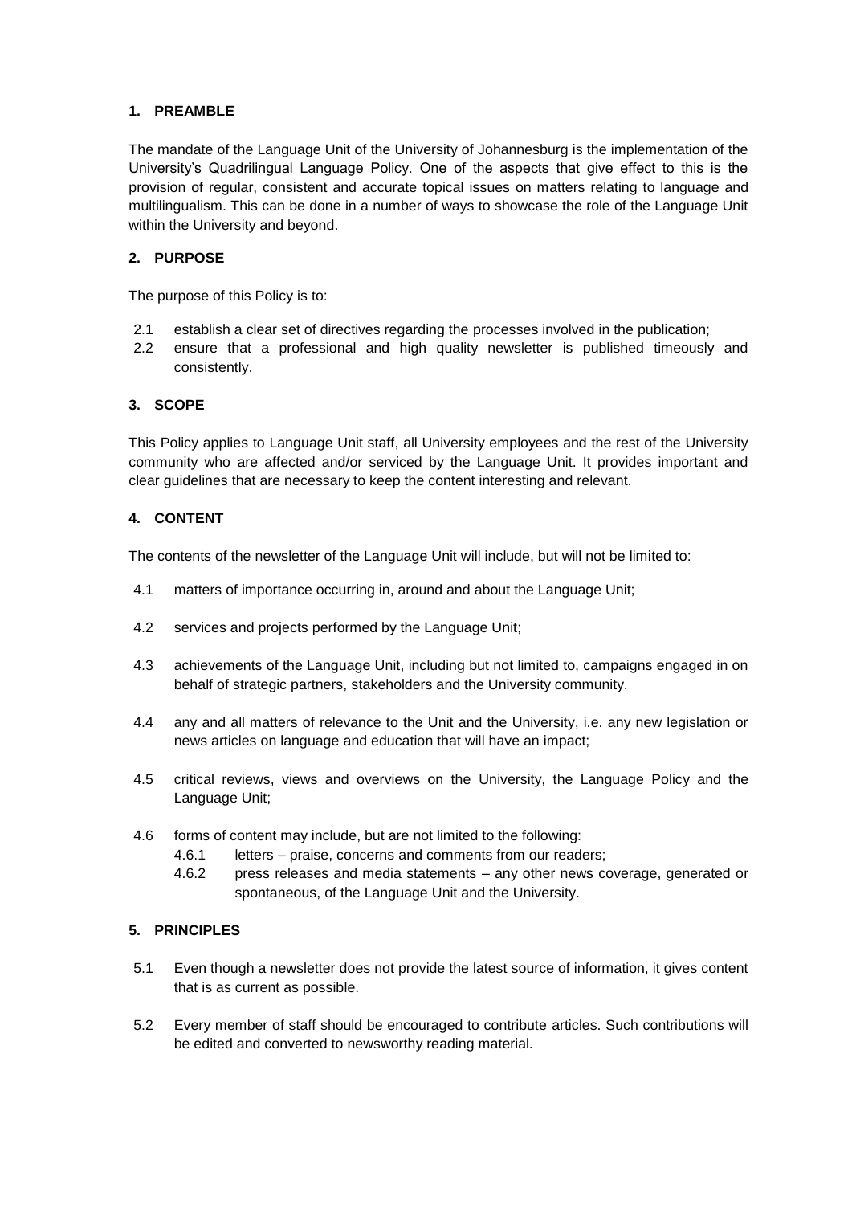## 1. PREAMBLE

The mandate of the Language Unit of the University of Johannesburg is the implementation of the University's Quadrilingual Language Policy. One of the aspects that give effect to this is the provision of regular, consistent and accurate topical issues on matters relating to language and multilingualism. This can be done in a number of ways to showcase the role of the Language Unit within the University and beyond.

## 2. PURPOSE

The purpose of this Policy is to:

2.1 establish a clear set of directives regarding the processes involved in the publication;

2.2 ensure that a professional and high quality newsletter is published timeously and consistently.

## 3. SCOPE

This Policy applies to Language Unit staff, all University employees and the rest of the University community who are affected and/or serviced by the Language Unit. It provides important and clear guidelines that are necessary to keep the content interesting and relevant.

## 4. CONTENT

The contents of the newsletter of the Language Unit will include, but will not be limited to:

4.1 matters of importance occurring in, around and about the Language Unit;

4.2 services and projects performed by the Language Unit;

4.3 achievements of the Language Unit, including but not limited to, campaigns engaged in on behalf of strategic partners, stakeholders and the University community.

4.4 any and all matters of relevance to the Unit and the University, i.e. any new legislation or news articles on language and education that will have an impact;

4.5 critical reviews, views and overviews on the University, the Language Policy and the Language Unit;

4.6 forms of content may include, but are not limited to the following:

4.6.1 letters – praise, concerns and comments from our readers;

4.6.2 press releases and media statements – any other news coverage, generated or spontaneous, of the Language Unit and the University.

## 5. PRINCIPLES

5.1 Even though a newsletter does not provide the latest source of information, it gives content that is as current as possible.

5.2 Every member of staff should be encouraged to contribute articles. Such contributions will be edited and converted to newsworthy reading material.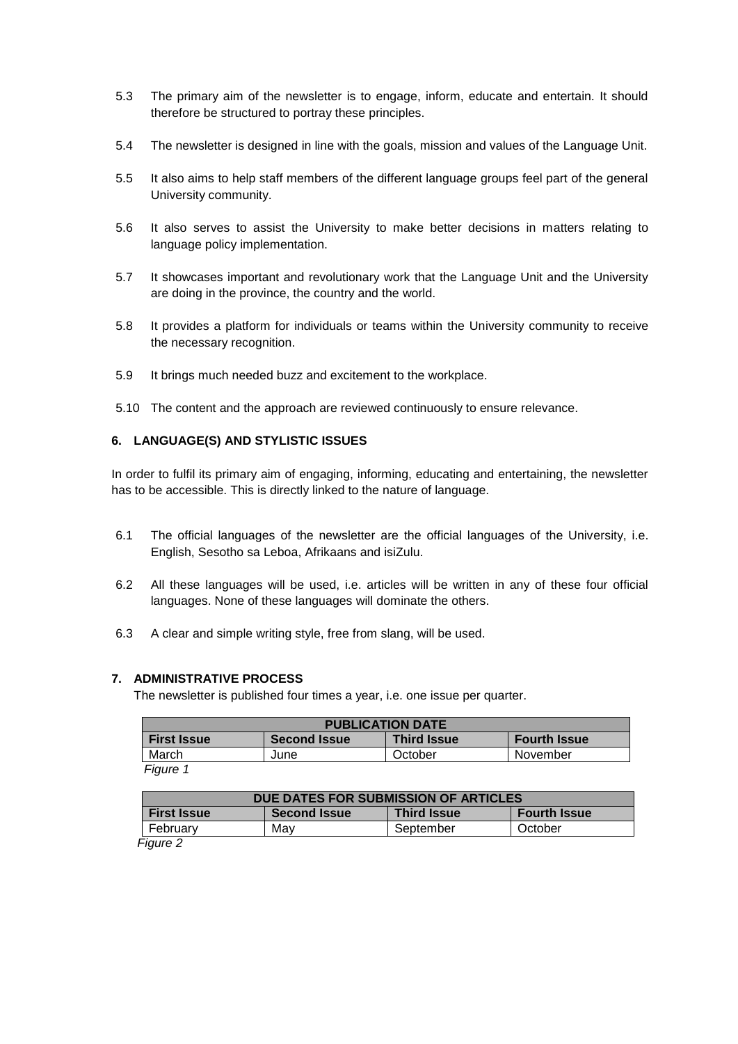5.3 The primary aim of the newsletter is to engage, inform, educate and entertain. It should therefore be structured to portray these principles.

5.4 The newsletter is designed in line with the goals, mission and values of the Language Unit.

5.5 It also aims to help staff members of the different language groups feel part of the general University community.

5.6 It also serves to assist the University to make better decisions in matters relating to language policy implementation.

5.7 It showcases important and revolutionary work that the Language Unit and the University are doing in the province, the country and the world.

5.8 It provides a platform for individuals or teams within the University community to receive the necessary recognition.

5.9 It brings much needed buzz and excitement to the workplace.

5.10 The content and the approach are reviewed continuously to ensure relevance.

## 6. LANGUAGE(S) AND STYLISTIC ISSUES

In order to fulfil its primary aim of engaging, informing, educating and entertaining, the newsletter has to be accessible. This is directly linked to the nature of language.

6.1 The official languages of the newsletter are the official languages of the University, i.e. English, Sesotho sa Leboa, Afrikaans and isiZulu.

6.2 All these languages will be used, i.e. articles will be written in any of these four official languages. None of these languages will dominate the others.

6.3 A clear and simple writing style, free from slang, will be used.

## 7. ADMINISTRATIVE PROCESS

The newsletter is published four times a year, i.e. one issue per quarter.

| PUBLICATION DATE | | | |
|---|---|---|---|
| **First Issue** | **Second Issue** | **Third Issue** | **Fourth Issue** |
| March | June | October | November |

*Figure 1*

| DUE DATES FOR SUBMISSION OF ARTICLES | | | |
|---|---|---|---|
| **First Issue** | **Second Issue** | **Third Issue** | **Fourth Issue** |
| February | May | September | October |

*Figure 2*